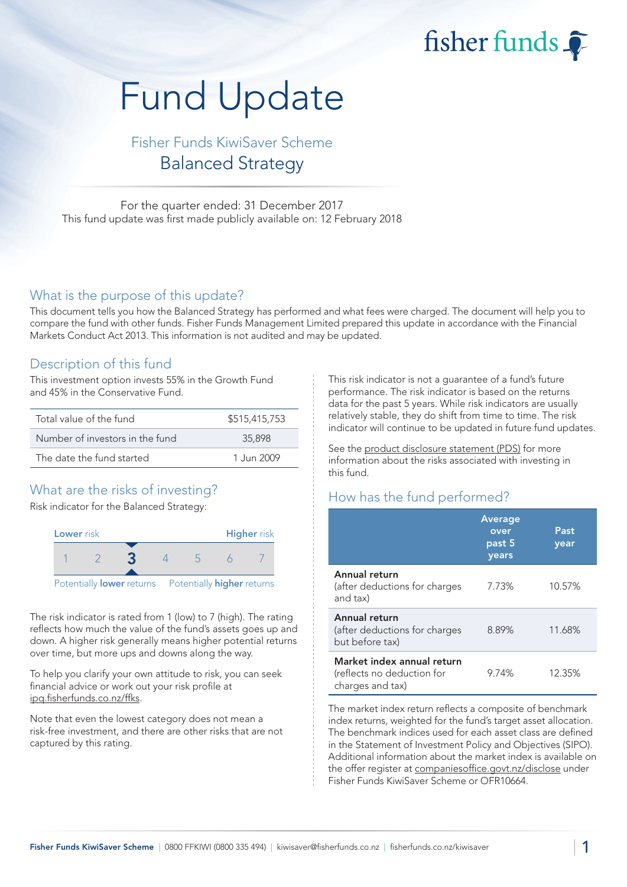fisher funds

# Fund Update

## Fisher Funds KiwiSaver Scheme

## Balanced Strategy

For the quarter ended: 31 December 2017
This fund update was first made publicly available on: 12 February 2018

## What is the purpose of this update?

This document tells you how the Balanced Strategy has performed and what fees were charged. The document will help you to compare the fund with other funds. Fisher Funds Management Limited prepared this update in accordance with the Financial Markets Conduct Act 2013. This information is not audited and may be updated.

## Description of this fund

This investment option invests 55% in the Growth Fund and 45% in the Conservative Fund.

| | |
|---|---|
| Total value of the fund | $515,415,753 |
| Number of investors in the fund | 35,898 |
| The date the fund started | 1 Jun 2009 |

## What are the risks of investing?

Risk indicator for the Balanced Strategy:

| Lower risk | | | | | | Higher risk |
|---|---|---|---|---|---|---|
| 1 | 2 | **3** | 4 | 5 | 6 | 7 |
| Potentially **lower** returns | | | | | | Potentially **higher** returns |

The risk indicator is rated from 1 (low) to 7 (high). The rating reflects how much the value of the fund's assets goes up and down. A higher risk generally means higher potential returns over time, but more ups and downs along the way.

To help you clarify your own attitude to risk, you can seek financial advice or work out your risk profile at ipq.fisherfunds.co.nz/ffks.

Note that even the lowest category does not mean a risk-free investment, and there are other risks that are not captured by this rating.

This risk indicator is not a guarantee of a fund's future performance. The risk indicator is based on the returns data for the past 5 years. While risk indicators are usually relatively stable, they do shift from time to time. The risk indicator will continue to be updated in future fund updates.

See the product disclosure statement (PDS) for more information about the risks associated with investing in this fund.

## How has the fund performed?

| | Average over past 5 years | Past year |
|---|---|---|
| **Annual return** (after deductions for charges and tax) | 7.73% | 10.57% |
| **Annual return** (after deductions for charges but before tax) | 8.89% | 11.68% |
| **Market index annual return** (reflects no deduction for charges and tax) | 9.74% | 12.35% |

The market index return reflects a composite of benchmark index returns, weighted for the fund's target asset allocation. The benchmark indices used for each asset class are defined in the Statement of Investment Policy and Objectives (SIPO). Additional information about the market index is available on the offer register at companiesoffice.govt.nz/disclose under Fisher Funds KiwiSaver Scheme or OFR10664.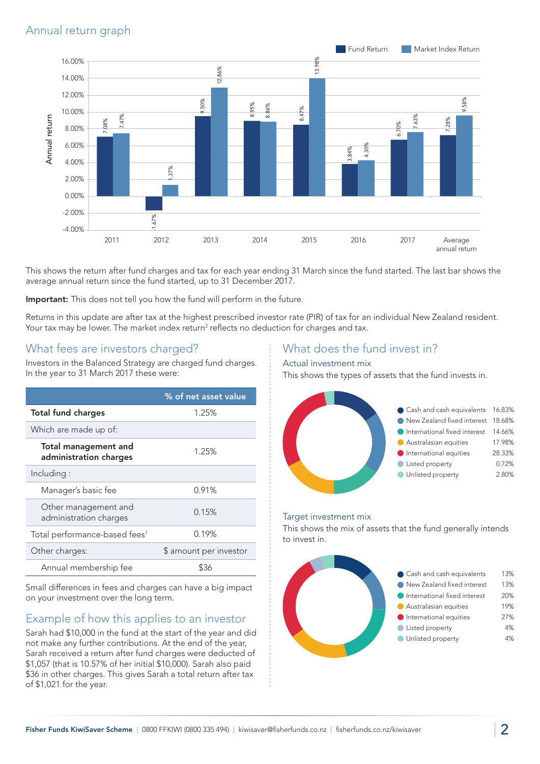## Annual return graph

| | Fund Return | Market Index Return |
|---|---|---|
| 2011 | 7.08% | 7.47% |
| 2012 | -1.67% | 1.37% |
| 2013 | 9.50% | 12.86% |
| 2014 | 8.95% | 8.86% |
| 2015 | 8.47% | 13.98% |
| 2016 | 3.84% | 4.30% |
| 2017 | 6.70% | 7.63% |
| Average annual return | 7.28% | 9.58% |

This shows the return after fund charges and tax for each year ending 31 March since the fund started. The last bar shows the average annual return since the fund started, up to 31 December 2017.

**Important:** This does not tell you how the fund will perform in the future.

Returns in this update are after tax at the highest prescribed investor rate (PIR) of tax for an individual New Zealand resident. Your tax may be lower. The market index return[2] reflects no deduction for charges and tax.

## What fees are investors charged?

Investors in the Balanced Strategy are charged fund charges. In the year to 31 March 2017 these were:

| | % of net asset value |
|---|---|
| **Total fund charges** | 1.25% |
| Which are made up of: | |
| **Total management and administration charges** | 1.25% |
| Including : | |
| Manager's basic fee | 0.91% |
| Other management and administration charges | 0.15% |
| Total performance-based fees[1] | 0.19% |
| Other charges: | $ amount per investor |
| Annual membership fee | $36 |

Small differences in fees and charges can have a big impact on your investment over the long term.

## Example of how this applies to an investor

Sarah had $10,000 in the fund at the start of the year and did not make any further contributions. At the end of the year, Sarah received a return after fund charges were deducted of $1,057 (that is 10.57% of her initial $10,000). Sarah also paid $36 in other charges. This gives Sarah a total return after tax of $1,021 for the year.

## What does the fund invest in?

### Actual investment mix

This shows the types of assets that the fund invests in.

| Asset | % |
|---|---|
| Cash and cash equivalents | 16.83% |
| New Zealand fixed interest | 18.68% |
| International fixed interest | 14.66% |
| Australasian equities | 17.98% |
| International equities | 28.33% |
| Listed property | 0.72% |
| Unlisted property | 2.80% |

### Target investment mix

This shows the mix of assets that the fund generally intends to invest in.

| Asset | % |
|---|---|
| Cash and cash equivalents | 13% |
| New Zealand fixed interest | 13% |
| International fixed interest | 20% |
| Australasian equities | 19% |
| International equities | 27% |
| Listed property | 4% |
| Unlisted property | 4% |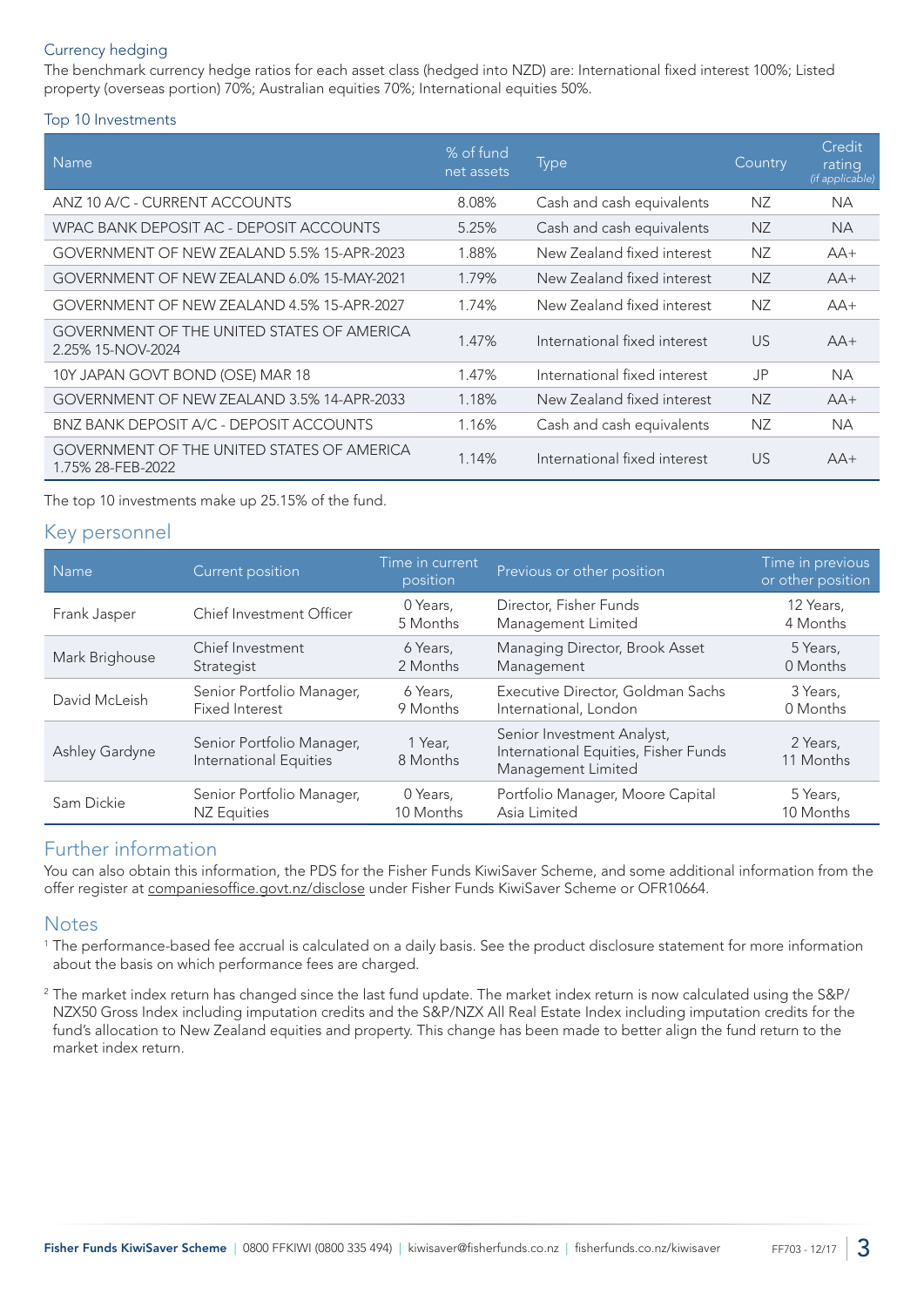### Currency hedging

The benchmark currency hedge ratios for each asset class (hedged into NZD) are: International fixed interest 100%; Listed property (overseas portion) 70%; Australian equities 70%; International equities 50%.

### Top 10 Investments

| Name | % of fund net assets | Type | Country | Credit rating *(if applicable)* |
|---|---|---|---|---|
| ANZ 10 A/C - CURRENT ACCOUNTS | 8.08% | Cash and cash equivalents | NZ | NA |
| WPAC BANK DEPOSIT AC - DEPOSIT ACCOUNTS | 5.25% | Cash and cash equivalents | NZ | NA |
| GOVERNMENT OF NEW ZEALAND 5.5% 15-APR-2023 | 1.88% | New Zealand fixed interest | NZ | AA+ |
| GOVERNMENT OF NEW ZEALAND 6.0% 15-MAY-2021 | 1.79% | New Zealand fixed interest | NZ | AA+ |
| GOVERNMENT OF NEW ZEALAND 4.5% 15-APR-2027 | 1.74% | New Zealand fixed interest | NZ | AA+ |
| GOVERNMENT OF THE UNITED STATES OF AMERICA 2.25% 15-NOV-2024 | 1.47% | International fixed interest | US | AA+ |
| 10Y JAPAN GOVT BOND (OSE) MAR 18 | 1.47% | International fixed interest | JP | NA |
| GOVERNMENT OF NEW ZEALAND 3.5% 14-APR-2033 | 1.18% | New Zealand fixed interest | NZ | AA+ |
| BNZ BANK DEPOSIT A/C - DEPOSIT ACCOUNTS | 1.16% | Cash and cash equivalents | NZ | NA |
| GOVERNMENT OF THE UNITED STATES OF AMERICA 1.75% 28-FEB-2022 | 1.14% | International fixed interest | US | AA+ |

The top 10 investments make up 25.15% of the fund.

## Key personnel

| Name | Current position | Time in current position | Previous or other position | Time in previous or other position |
|---|---|---|---|---|
| Frank Jasper | Chief Investment Officer | 0 Years, 5 Months | Director, Fisher Funds Management Limited | 12 Years, 4 Months |
| Mark Brighouse | Chief Investment Strategist | 6 Years, 2 Months | Managing Director, Brook Asset Management | 5 Years, 0 Months |
| David McLeish | Senior Portfolio Manager, Fixed Interest | 6 Years, 9 Months | Executive Director, Goldman Sachs International, London | 3 Years, 0 Months |
| Ashley Gardyne | Senior Portfolio Manager, International Equities | 1 Year, 8 Months | Senior Investment Analyst, International Equities, Fisher Funds Management Limited | 2 Years, 11 Months |
| Sam Dickie | Senior Portfolio Manager, NZ Equities | 0 Years, 10 Months | Portfolio Manager, Moore Capital Asia Limited | 5 Years, 10 Months |

## Further information

You can also obtain this information, the PDS for the Fisher Funds KiwiSaver Scheme, and some additional information from the offer register at companiesoffice.govt.nz/disclose under Fisher Funds KiwiSaver Scheme or OFR10664.

## Notes

[1] The performance-based fee accrual is calculated on a daily basis. See the product disclosure statement for more information about the basis on which performance fees are charged.

[2] The market index return has changed since the last fund update. The market index return is now calculated using the S&P/NZX50 Gross Index including imputation credits and the S&P/NZX All Real Estate Index including imputation credits for the fund's allocation to New Zealand equities and property. This change has been made to better align the fund return to the market index return.